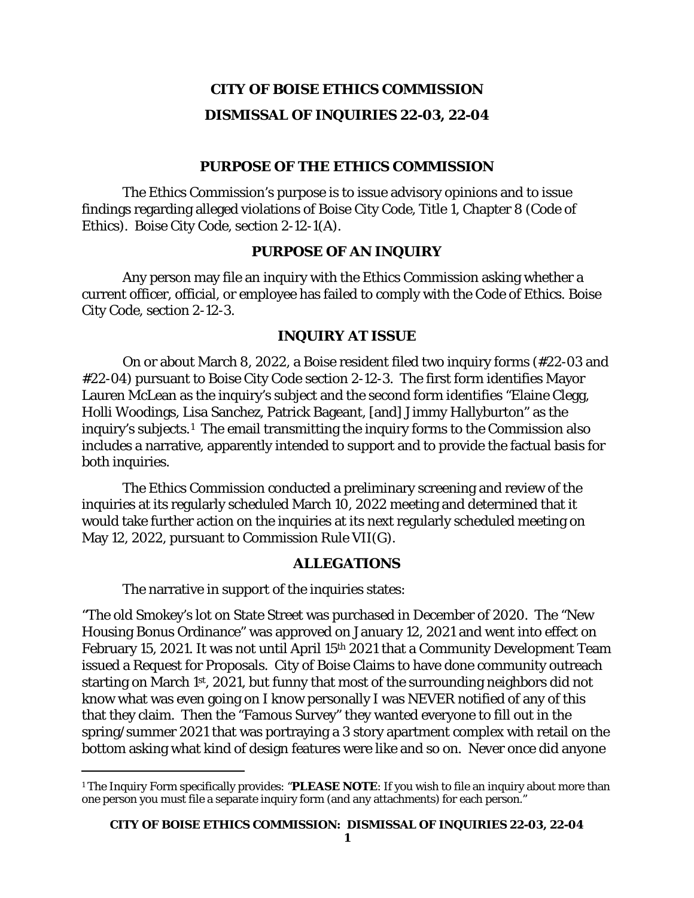# CITY OF BOISE ETHICS COMMISSION

# DISMISSAL OF INQUIRIES 22-03, 22-04

## PURPOSE OF THE ETHICS COMMISSION

The Ethics Commission's purpose is to issue advisory opinions and to issue findings regarding alleged violations of Boise City Code, Title 1, Chapter 8 (Code of Ethics). Boise City Code, section 2-12-1(A).

## PURPOSE OF AN INQUIRY

Any person may file an inquiry with the Ethics Commission asking whether a current officer, official, or employee has failed to comply with the Code of Ethics. Boise City Code, section 2-12-3.

## INQUIRY AT ISSUE

On or about March 8, 2022, a Boise resident filed two inquiry forms (#22-03 and #22-04) pursuant to Boise City Code section 2-12-3. The first form identifies Mayor Lauren McLean as the inquiry's subject and the second form identifies "Elaine Clegg, Holli Woodings, Lisa Sanchez, Patrick Bageant, [and] Jimmy Hallyburton" as the inquiry's subjects.[1] The email transmitting the inquiry forms to the Commission also includes a narrative, apparently intended to support and to provide the factual basis for both inquiries.

The Ethics Commission conducted a preliminary screening and review of the inquiries at its regularly scheduled March 10, 2022 meeting and determined that it would take further action on the inquiries at its next regularly scheduled meeting on May 12, 2022, pursuant to Commission Rule VII(G).

## ALLEGATIONS

The narrative in support of the inquiries states:

"The old Smokey's lot on State Street was purchased in December of 2020. The "New Housing Bonus Ordinance" was approved on January 12, 2021 and went into effect on February 15, 2021. It was not until April 15th 2021 that a Community Development Team issued a Request for Proposals. City of Boise Claims to have done community outreach starting on March 1st, 2021, but funny that most of the surrounding neighbors did not know what was even going on I know personally I was NEVER notified of any of this that they claim. Then the "Famous Survey" they wanted everyone to fill out in the spring/summer 2021 that was portraying a 3 story apartment complex with retail on the bottom asking what kind of design features were like and so on. Never once did anyone

---

[1] The Inquiry Form specifically provides: "**PLEASE NOTE**: If you wish to file an inquiry about more than one person you must file a separate inquiry form (and any attachments) for each person."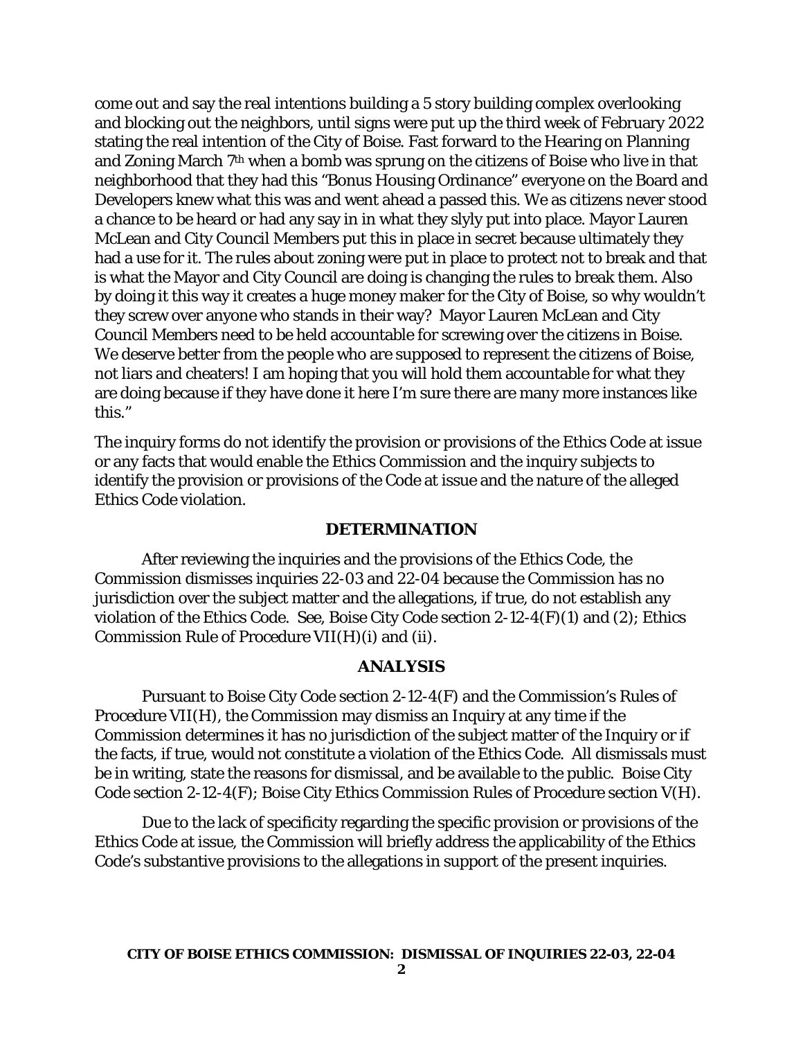come out and say the real intentions building a 5 story building complex overlooking and blocking out the neighbors, until signs were put up the third week of February 2022 stating the real intention of the City of Boise. Fast forward to the Hearing on Planning and Zoning March 7th when a bomb was sprung on the citizens of Boise who live in that neighborhood that they had this "Bonus Housing Ordinance" everyone on the Board and Developers knew what this was and went ahead a passed this. We as citizens never stood a chance to be heard or had any say in in what they slyly put into place. Mayor Lauren McLean and City Council Members put this in place in secret because ultimately they had a use for it. The rules about zoning were put in place to protect not to break and that is what the Mayor and City Council are doing is changing the rules to break them. Also by doing it this way it creates a huge money maker for the City of Boise, so why wouldn't they screw over anyone who stands in their way? Mayor Lauren McLean and City Council Members need to be held accountable for screwing over the citizens in Boise. We deserve better from the people who are supposed to represent the citizens of Boise, not liars and cheaters! I am hoping that you will hold them accountable for what they are doing because if they have done it here I'm sure there are many more instances like this."

The inquiry forms do not identify the provision or provisions of the Ethics Code at issue or any facts that would enable the Ethics Commission and the inquiry subjects to identify the provision or provisions of the Code at issue and the nature of the alleged Ethics Code violation.

## DETERMINATION

After reviewing the inquiries and the provisions of the Ethics Code, the Commission dismisses inquiries 22-03 and 22-04 because the Commission has no jurisdiction over the subject matter and the allegations, if true, do not establish any violation of the Ethics Code. See, Boise City Code section 2-12-4(F)(1) and (2); Ethics Commission Rule of Procedure VII(H)(i) and (ii).

## ANALYSIS

Pursuant to Boise City Code section 2-12-4(F) and the Commission's Rules of Procedure VII(H), the Commission may dismiss an Inquiry at any time if the Commission determines it has no jurisdiction of the subject matter of the Inquiry or if the facts, if true, would not constitute a violation of the Ethics Code. All dismissals must be in writing, state the reasons for dismissal, and be available to the public. Boise City Code section 2-12-4(F); Boise City Ethics Commission Rules of Procedure section V(H).

Due to the lack of specificity regarding the specific provision or provisions of the Ethics Code at issue, the Commission will briefly address the applicability of the Ethics Code's substantive provisions to the allegations in support of the present inquiries.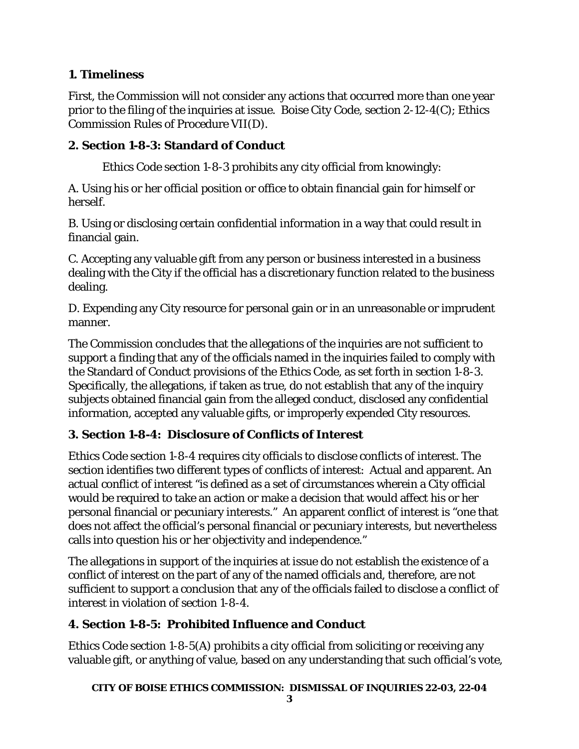### 1. Timeliness

First, the Commission will not consider any actions that occurred more than one year prior to the filing of the inquiries at issue. Boise City Code, section 2-12-4(C); Ethics Commission Rules of Procedure VII(D).

### 2. Section 1-8-3: Standard of Conduct

Ethics Code section 1-8-3 prohibits any city official from knowingly:

A. Using his or her official position or office to obtain financial gain for himself or herself.

B. Using or disclosing certain confidential information in a way that could result in financial gain.

C. Accepting any valuable gift from any person or business interested in a business dealing with the City if the official has a discretionary function related to the business dealing.

D. Expending any City resource for personal gain or in an unreasonable or imprudent manner.

The Commission concludes that the allegations of the inquiries are not sufficient to support a finding that any of the officials named in the inquiries failed to comply with the Standard of Conduct provisions of the Ethics Code, as set forth in section 1-8-3. Specifically, the allegations, if taken as true, do not establish that any of the inquiry subjects obtained financial gain from the alleged conduct, disclosed any confidential information, accepted any valuable gifts, or improperly expended City resources.

### 3. Section 1-8-4: Disclosure of Conflicts of Interest

Ethics Code section 1-8-4 requires city officials to disclose conflicts of interest. The section identifies two different types of conflicts of interest: Actual and apparent. An actual conflict of interest "is defined as a set of circumstances wherein a City official would be required to take an action or make a decision that would affect his or her personal financial or pecuniary interests." An apparent conflict of interest is "one that does not affect the official's personal financial or pecuniary interests, but nevertheless calls into question his or her objectivity and independence."

The allegations in support of the inquiries at issue do not establish the existence of a conflict of interest on the part of any of the named officials and, therefore, are not sufficient to support a conclusion that any of the officials failed to disclose a conflict of interest in violation of section 1-8-4.

### 4. Section 1-8-5: Prohibited Influence and Conduct

Ethics Code section 1-8-5(A) prohibits a city official from soliciting or receiving any valuable gift, or anything of value, based on any understanding that such official's vote,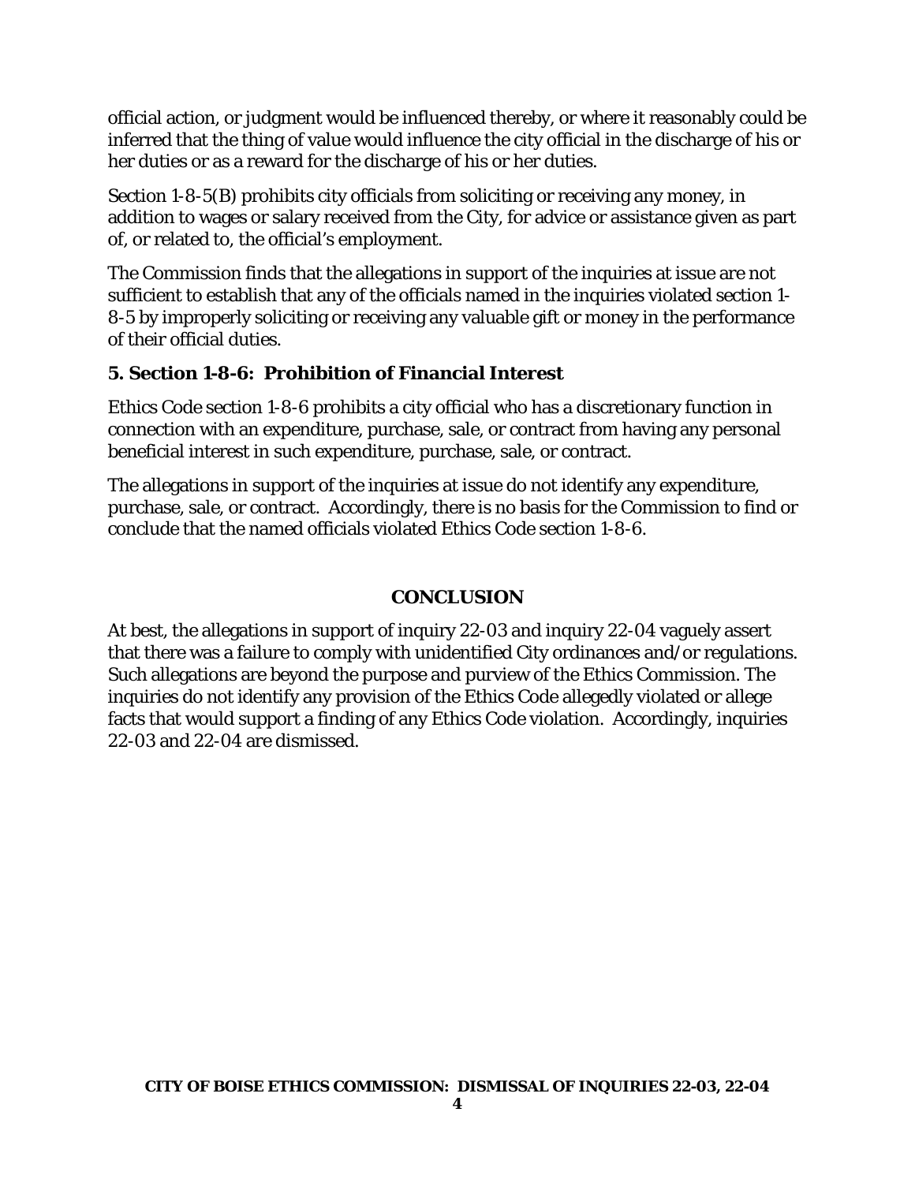official action, or judgment would be influenced thereby, or where it reasonably could be inferred that the thing of value would influence the city official in the discharge of his or her duties or as a reward for the discharge of his or her duties.

Section 1-8-5(B) prohibits city officials from soliciting or receiving any money, in addition to wages or salary received from the City, for advice or assistance given as part of, or related to, the official's employment.

The Commission finds that the allegations in support of the inquiries at issue are not sufficient to establish that any of the officials named in the inquiries violated section 1-8-5 by improperly soliciting or receiving any valuable gift or money in the performance of their official duties.

### 5. Section 1-8-6: Prohibition of Financial Interest

Ethics Code section 1-8-6 prohibits a city official who has a discretionary function in connection with an expenditure, purchase, sale, or contract from having any personal beneficial interest in such expenditure, purchase, sale, or contract.

The allegations in support of the inquiries at issue do not identify any expenditure, purchase, sale, or contract. Accordingly, there is no basis for the Commission to find or conclude that the named officials violated Ethics Code section 1-8-6.

## CONCLUSION

At best, the allegations in support of inquiry 22-03 and inquiry 22-04 vaguely assert that there was a failure to comply with unidentified City ordinances and/or regulations. Such allegations are beyond the purpose and purview of the Ethics Commission. The inquiries do not identify any provision of the Ethics Code allegedly violated or allege facts that would support a finding of any Ethics Code violation. Accordingly, inquiries 22-03 and 22-04 are dismissed.